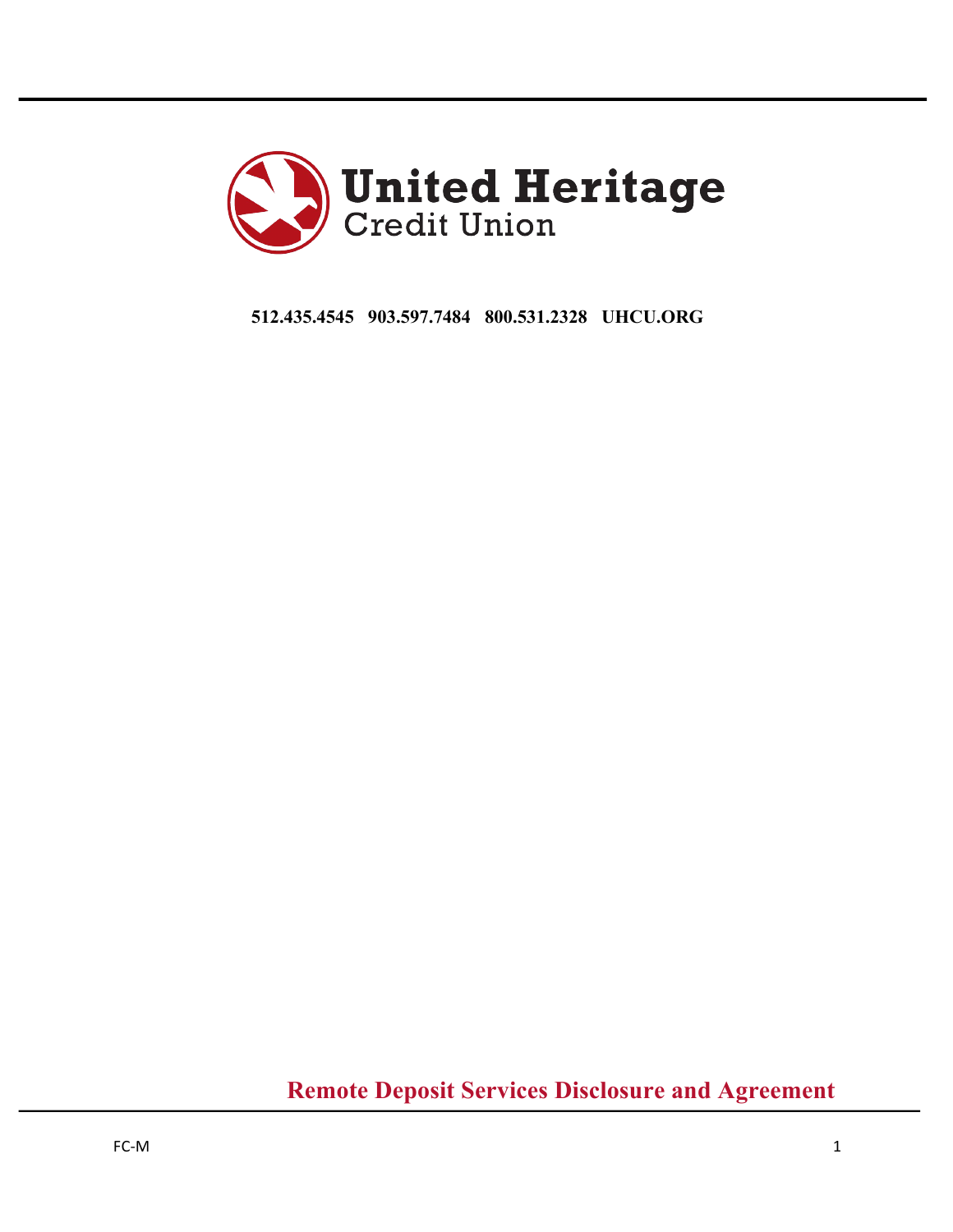# United Heritage Credit Union

**512.435.4545 903.597.7484 800.531.2328 UHCU.ORG**

## Remote Deposit Services Disclosure and Agreement

FC-M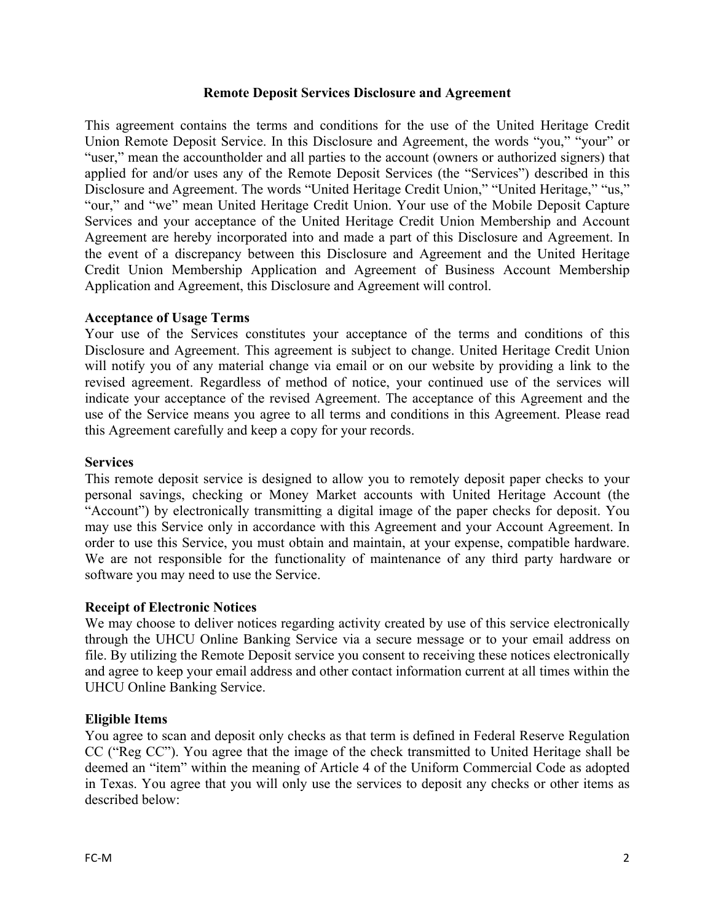## Remote Deposit Services Disclosure and Agreement

This agreement contains the terms and conditions for the use of the United Heritage Credit Union Remote Deposit Service. In this Disclosure and Agreement, the words “you,” “your” or “user,” mean the accountholder and all parties to the account (owners or authorized signers) that applied for and/or uses any of the Remote Deposit Services (the “Services”) described in this Disclosure and Agreement. The words “United Heritage Credit Union,” “United Heritage,” “us,” “our,” and “we” mean United Heritage Credit Union. Your use of the Mobile Deposit Capture Services and your acceptance of the United Heritage Credit Union Membership and Account Agreement are hereby incorporated into and made a part of this Disclosure and Agreement. In the event of a discrepancy between this Disclosure and Agreement and the United Heritage Credit Union Membership Application and Agreement of Business Account Membership Application and Agreement, this Disclosure and Agreement will control.

**Acceptance of Usage Terms**
Your use of the Services constitutes your acceptance of the terms and conditions of this Disclosure and Agreement. This agreement is subject to change. United Heritage Credit Union will notify you of any material change via email or on our website by providing a link to the revised agreement. Regardless of method of notice, your continued use of the services will indicate your acceptance of the revised Agreement. The acceptance of this Agreement and the use of the Service means you agree to all terms and conditions in this Agreement. Please read this Agreement carefully and keep a copy for your records.

**Services**
This remote deposit service is designed to allow you to remotely deposit paper checks to your personal savings, checking or Money Market accounts with United Heritage Account (the “Account”) by electronically transmitting a digital image of the paper checks for deposit. You may use this Service only in accordance with this Agreement and your Account Agreement. In order to use this Service, you must obtain and maintain, at your expense, compatible hardware. We are not responsible for the functionality of maintenance of any third party hardware or software you may need to use the Service.

**Receipt of Electronic Notices**
We may choose to deliver notices regarding activity created by use of this service electronically through the UHCU Online Banking Service via a secure message or to your email address on file. By utilizing the Remote Deposit service you consent to receiving these notices electronically and agree to keep your email address and other contact information current at all times within the UHCU Online Banking Service.

**Eligible Items**
You agree to scan and deposit only checks as that term is defined in Federal Reserve Regulation CC (“Reg CC”). You agree that the image of the check transmitted to United Heritage shall be deemed an “item” within the meaning of Article 4 of the Uniform Commercial Code as adopted in Texas. You agree that you will only use the services to deposit any checks or other items as described below: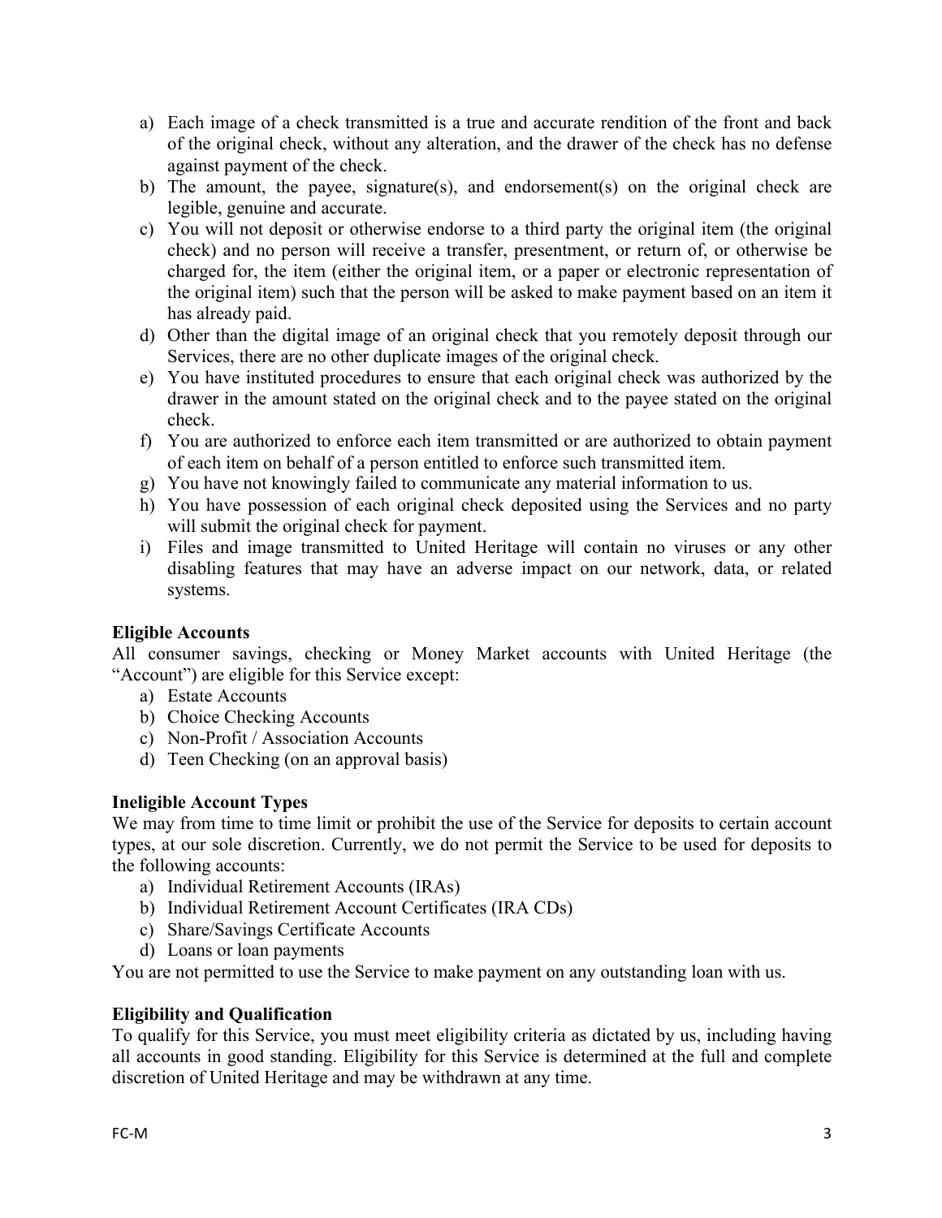a) Each image of a check transmitted is a true and accurate rendition of the front and back of the original check, without any alteration, and the drawer of the check has no defense against payment of the check.
b) The amount, the payee, signature(s), and endorsement(s) on the original check are legible, genuine and accurate.
c) You will not deposit or otherwise endorse to a third party the original item (the original check) and no person will receive a transfer, presentment, or return of, or otherwise be charged for, the item (either the original item, or a paper or electronic representation of the original item) such that the person will be asked to make payment based on an item it has already paid.
d) Other than the digital image of an original check that you remotely deposit through our Services, there are no other duplicate images of the original check.
e) You have instituted procedures to ensure that each original check was authorized by the drawer in the amount stated on the original check and to the payee stated on the original check.
f) You are authorized to enforce each item transmitted or are authorized to obtain payment of each item on behalf of a person entitled to enforce such transmitted item.
g) You have not knowingly failed to communicate any material information to us.
h) You have possession of each original check deposited using the Services and no party will submit the original check for payment.
i) Files and image transmitted to United Heritage will contain no viruses or any other disabling features that may have an adverse impact on our network, data, or related systems.

**Eligible Accounts**

All consumer savings, checking or Money Market accounts with United Heritage (the "Account") are eligible for this Service except:

a) Estate Accounts
b) Choice Checking Accounts
c) Non-Profit / Association Accounts
d) Teen Checking (on an approval basis)

**Ineligible Account Types**

We may from time to time limit or prohibit the use of the Service for deposits to certain account types, at our sole discretion. Currently, we do not permit the Service to be used for deposits to the following accounts:

a) Individual Retirement Accounts (IRAs)
b) Individual Retirement Account Certificates (IRA CDs)
c) Share/Savings Certificate Accounts
d) Loans or loan payments

You are not permitted to use the Service to make payment on any outstanding loan with us.

**Eligibility and Qualification**

To qualify for this Service, you must meet eligibility criteria as dictated by us, including having all accounts in good standing. Eligibility for this Service is determined at the full and complete discretion of United Heritage and may be withdrawn at any time.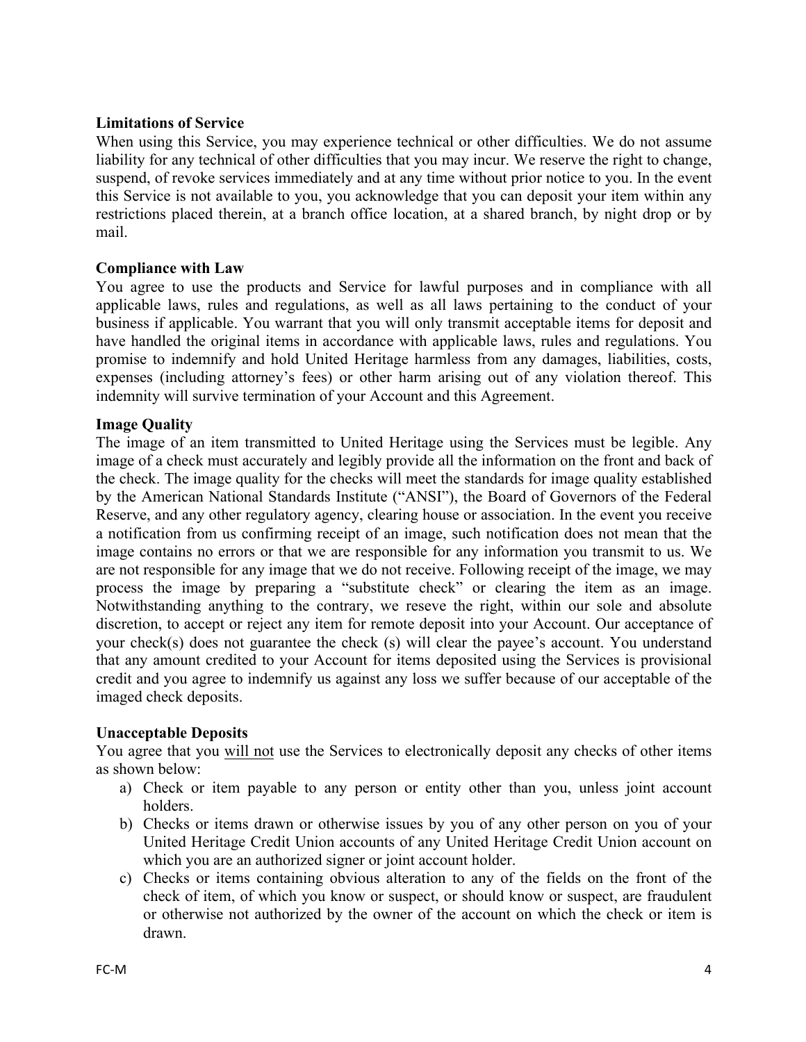**Limitations of Service**

When using this Service, you may experience technical or other difficulties. We do not assume liability for any technical of other difficulties that you may incur. We reserve the right to change, suspend, of revoke services immediately and at any time without prior notice to you. In the event this Service is not available to you, you acknowledge that you can deposit your item within any restrictions placed therein, at a branch office location, at a shared branch, by night drop or by mail.

**Compliance with Law**

You agree to use the products and Service for lawful purposes and in compliance with all applicable laws, rules and regulations, as well as all laws pertaining to the conduct of your business if applicable. You warrant that you will only transmit acceptable items for deposit and have handled the original items in accordance with applicable laws, rules and regulations. You promise to indemnify and hold United Heritage harmless from any damages, liabilities, costs, expenses (including attorney's fees) or other harm arising out of any violation thereof. This indemnity will survive termination of your Account and this Agreement.

**Image Quality**

The image of an item transmitted to United Heritage using the Services must be legible. Any image of a check must accurately and legibly provide all the information on the front and back of the check. The image quality for the checks will meet the standards for image quality established by the American National Standards Institute ("ANSI"), the Board of Governors of the Federal Reserve, and any other regulatory agency, clearing house or association. In the event you receive a notification from us confirming receipt of an image, such notification does not mean that the image contains no errors or that we are responsible for any information you transmit to us. We are not responsible for any image that we do not receive. Following receipt of the image, we may process the image by preparing a "substitute check" or clearing the item as an image. Notwithstanding anything to the contrary, we reseve the right, within our sole and absolute discretion, to accept or reject any item for remote deposit into your Account. Our acceptance of your check(s) does not guarantee the check (s) will clear the payee's account. You understand that any amount credited to your Account for items deposited using the Services is provisional credit and you agree to indemnify us against any loss we suffer because of our acceptable of the imaged check deposits.

**Unacceptable Deposits**

You agree that you <u>will not</u> use the Services to electronically deposit any checks of other items as shown below:

a) Check or item payable to any person or entity other than you, unless joint account holders.
b) Checks or items drawn or otherwise issues by you of any other person on you of your United Heritage Credit Union accounts of any United Heritage Credit Union account on which you are an authorized signer or joint account holder.
c) Checks or items containing obvious alteration to any of the fields on the front of the check of item, of which you know or suspect, or should know or suspect, are fraudulent or otherwise not authorized by the owner of the account on which the check or item is drawn.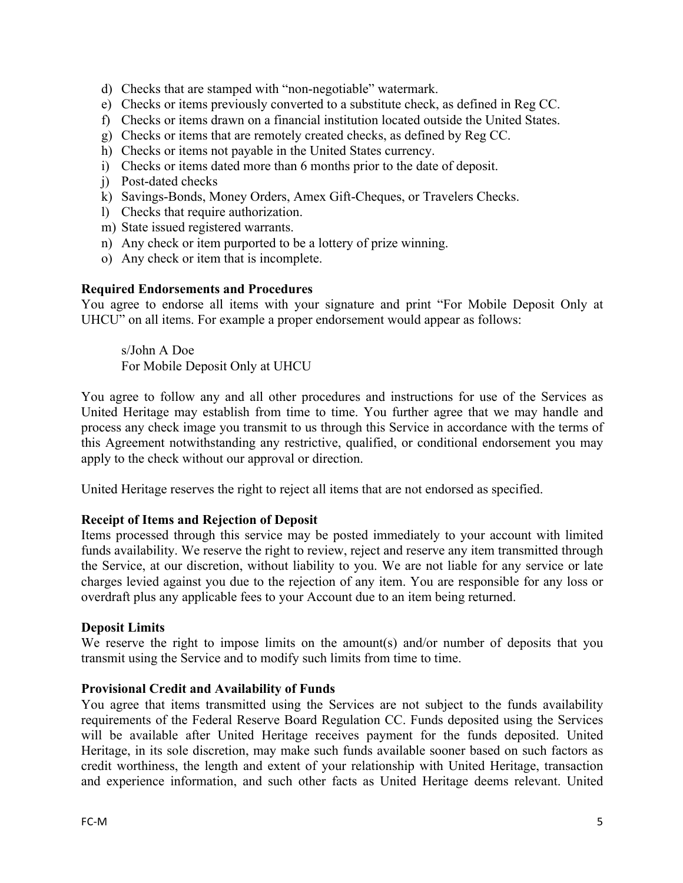d) Checks that are stamped with “non-negotiable” watermark.
e) Checks or items previously converted to a substitute check, as defined in Reg CC.
f) Checks or items drawn on a financial institution located outside the United States.
g) Checks or items that are remotely created checks, as defined by Reg CC.
h) Checks or items not payable in the United States currency.
i) Checks or items dated more than 6 months prior to the date of deposit.
j) Post-dated checks
k) Savings-Bonds, Money Orders, Amex Gift-Cheques, or Travelers Checks.
l) Checks that require authorization.
m) State issued registered warrants.
n) Any check or item purported to be a lottery of prize winning.
o) Any check or item that is incomplete.

**Required Endorsements and Procedures**

You agree to endorse all items with your signature and print “For Mobile Deposit Only at UHCU” on all items. For example a proper endorsement would appear as follows:

> s/John A Doe
> For Mobile Deposit Only at UHCU

You agree to follow any and all other procedures and instructions for use of the Services as United Heritage may establish from time to time. You further agree that we may handle and process any check image you transmit to us through this Service in accordance with the terms of this Agreement notwithstanding any restrictive, qualified, or conditional endorsement you may apply to the check without our approval or direction.

United Heritage reserves the right to reject all items that are not endorsed as specified.

**Receipt of Items and Rejection of Deposit**

Items processed through this service may be posted immediately to your account with limited funds availability. We reserve the right to review, reject and reserve any item transmitted through the Service, at our discretion, without liability to you. We are not liable for any service or late charges levied against you due to the rejection of any item. You are responsible for any loss or overdraft plus any applicable fees to your Account due to an item being returned.

**Deposit Limits**

We reserve the right to impose limits on the amount(s) and/or number of deposits that you transmit using the Service and to modify such limits from time to time.

**Provisional Credit and Availability of Funds**

You agree that items transmitted using the Services are not subject to the funds availability requirements of the Federal Reserve Board Regulation CC. Funds deposited using the Services will be available after United Heritage receives payment for the funds deposited. United Heritage, in its sole discretion, may make such funds available sooner based on such factors as credit worthiness, the length and extent of your relationship with United Heritage, transaction and experience information, and such other facts as United Heritage deems relevant. United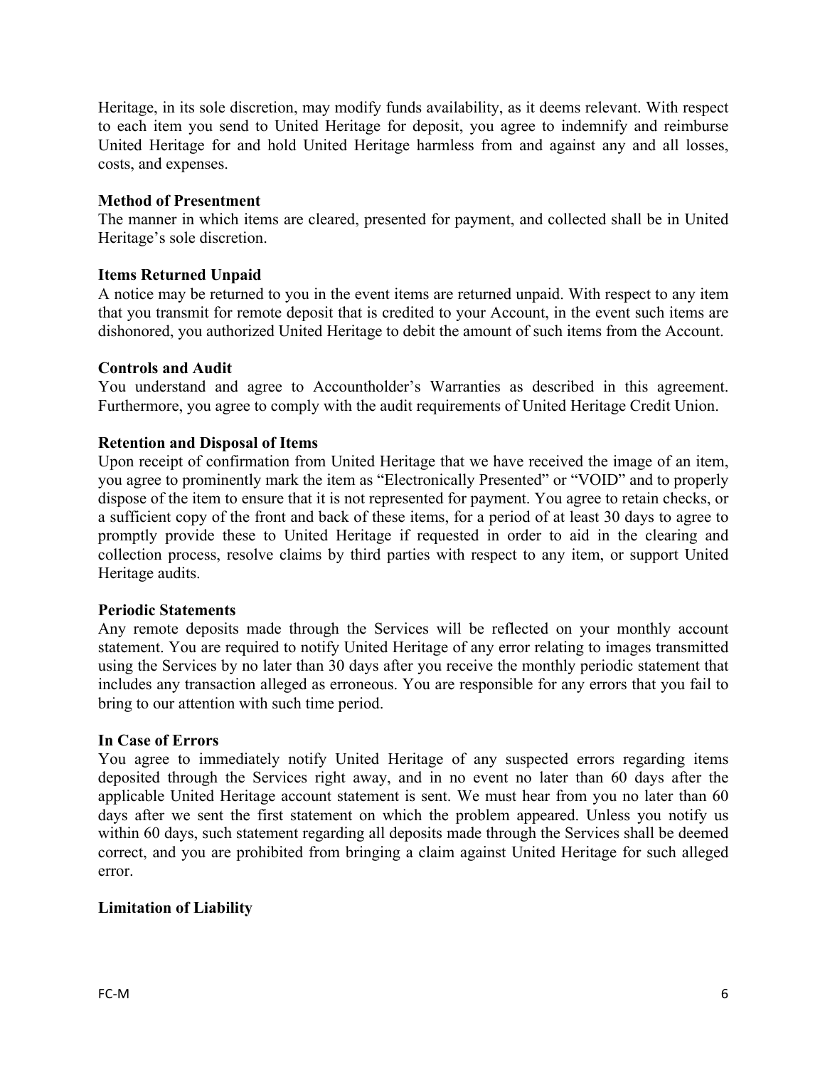Heritage, in its sole discretion, may modify funds availability, as it deems relevant. With respect to each item you send to United Heritage for deposit, you agree to indemnify and reimburse United Heritage for and hold United Heritage harmless from and against any and all losses, costs, and expenses.

**Method of Presentment**

The manner in which items are cleared, presented for payment, and collected shall be in United Heritage's sole discretion.

**Items Returned Unpaid**

A notice may be returned to you in the event items are returned unpaid. With respect to any item that you transmit for remote deposit that is credited to your Account, in the event such items are dishonored, you authorized United Heritage to debit the amount of such items from the Account.

**Controls and Audit**

You understand and agree to Accountholder's Warranties as described in this agreement. Furthermore, you agree to comply with the audit requirements of United Heritage Credit Union.

**Retention and Disposal of Items**

Upon receipt of confirmation from United Heritage that we have received the image of an item, you agree to prominently mark the item as "Electronically Presented" or "VOID" and to properly dispose of the item to ensure that it is not represented for payment. You agree to retain checks, or a sufficient copy of the front and back of these items, for a period of at least 30 days to agree to promptly provide these to United Heritage if requested in order to aid in the clearing and collection process, resolve claims by third parties with respect to any item, or support United Heritage audits.

**Periodic Statements**

Any remote deposits made through the Services will be reflected on your monthly account statement. You are required to notify United Heritage of any error relating to images transmitted using the Services by no later than 30 days after you receive the monthly periodic statement that includes any transaction alleged as erroneous. You are responsible for any errors that you fail to bring to our attention with such time period.

**In Case of Errors**

You agree to immediately notify United Heritage of any suspected errors regarding items deposited through the Services right away, and in no event no later than 60 days after the applicable United Heritage account statement is sent. We must hear from you no later than 60 days after we sent the first statement on which the problem appeared. Unless you notify us within 60 days, such statement regarding all deposits made through the Services shall be deemed correct, and you are prohibited from bringing a claim against United Heritage for such alleged error.

**Limitation of Liability**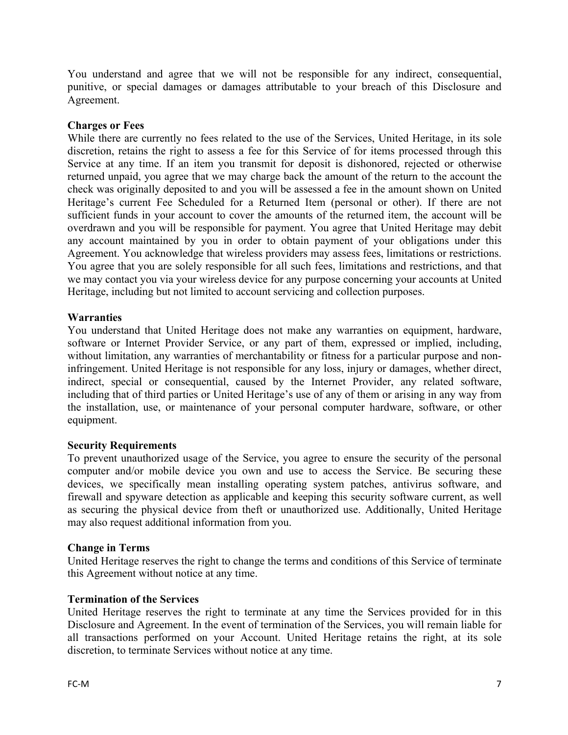You understand and agree that we will not be responsible for any indirect, consequential, punitive, or special damages or damages attributable to your breach of this Disclosure and Agreement.

**Charges or Fees**

While there are currently no fees related to the use of the Services, United Heritage, in its sole discretion, retains the right to assess a fee for this Service of for items processed through this Service at any time. If an item you transmit for deposit is dishonored, rejected or otherwise returned unpaid, you agree that we may charge back the amount of the return to the account the check was originally deposited to and you will be assessed a fee in the amount shown on United Heritage's current Fee Scheduled for a Returned Item (personal or other). If there are not sufficient funds in your account to cover the amounts of the returned item, the account will be overdrawn and you will be responsible for payment. You agree that United Heritage may debit any account maintained by you in order to obtain payment of your obligations under this Agreement. You acknowledge that wireless providers may assess fees, limitations or restrictions. You agree that you are solely responsible for all such fees, limitations and restrictions, and that we may contact you via your wireless device for any purpose concerning your accounts at United Heritage, including but not limited to account servicing and collection purposes.

**Warranties**

You understand that United Heritage does not make any warranties on equipment, hardware, software or Internet Provider Service, or any part of them, expressed or implied, including, without limitation, any warranties of merchantability or fitness for a particular purpose and non-infringement. United Heritage is not responsible for any loss, injury or damages, whether direct, indirect, special or consequential, caused by the Internet Provider, any related software, including that of third parties or United Heritage's use of any of them or arising in any way from the installation, use, or maintenance of your personal computer hardware, software, or other equipment.

**Security Requirements**

To prevent unauthorized usage of the Service, you agree to ensure the security of the personal computer and/or mobile device you own and use to access the Service. Be securing these devices, we specifically mean installing operating system patches, antivirus software, and firewall and spyware detection as applicable and keeping this security software current, as well as securing the physical device from theft or unauthorized use. Additionally, United Heritage may also request additional information from you.

**Change in Terms**

United Heritage reserves the right to change the terms and conditions of this Service of terminate this Agreement without notice at any time.

**Termination of the Services**

United Heritage reserves the right to terminate at any time the Services provided for in this Disclosure and Agreement. In the event of termination of the Services, you will remain liable for all transactions performed on your Account. United Heritage retains the right, at its sole discretion, to terminate Services without notice at any time.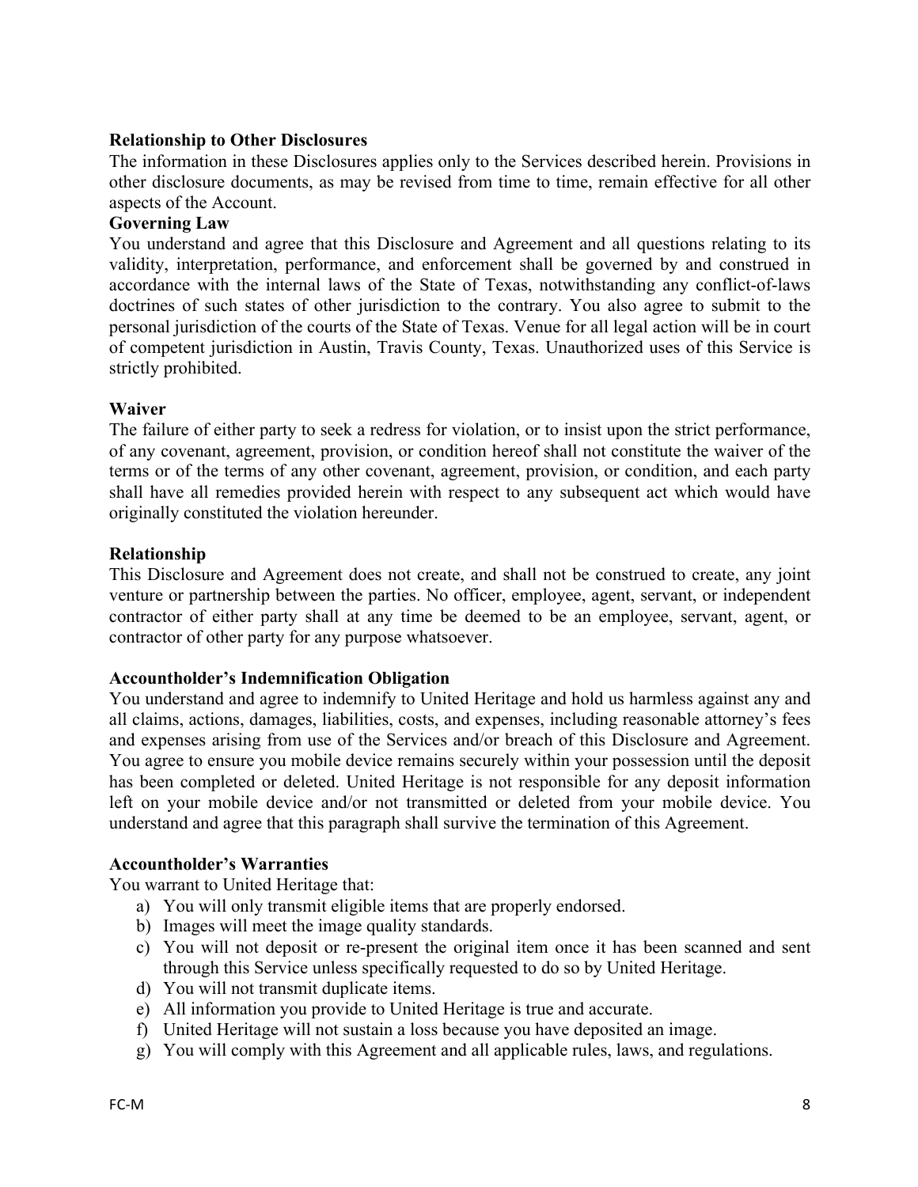**Relationship to Other Disclosures**

The information in these Disclosures applies only to the Services described herein. Provisions in other disclosure documents, as may be revised from time to time, remain effective for all other aspects of the Account.

**Governing Law**

You understand and agree that this Disclosure and Agreement and all questions relating to its validity, interpretation, performance, and enforcement shall be governed by and construed in accordance with the internal laws of the State of Texas, notwithstanding any conflict-of-laws doctrines of such states of other jurisdiction to the contrary. You also agree to submit to the personal jurisdiction of the courts of the State of Texas. Venue for all legal action will be in court of competent jurisdiction in Austin, Travis County, Texas. Unauthorized uses of this Service is strictly prohibited.

**Waiver**

The failure of either party to seek a redress for violation, or to insist upon the strict performance, of any covenant, agreement, provision, or condition hereof shall not constitute the waiver of the terms or of the terms of any other covenant, agreement, provision, or condition, and each party shall have all remedies provided herein with respect to any subsequent act which would have originally constituted the violation hereunder.

**Relationship**

This Disclosure and Agreement does not create, and shall not be construed to create, any joint venture or partnership between the parties. No officer, employee, agent, servant, or independent contractor of either party shall at any time be deemed to be an employee, servant, agent, or contractor of other party for any purpose whatsoever.

**Accountholder's Indemnification Obligation**

You understand and agree to indemnify to United Heritage and hold us harmless against any and all claims, actions, damages, liabilities, costs, and expenses, including reasonable attorney's fees and expenses arising from use of the Services and/or breach of this Disclosure and Agreement. You agree to ensure you mobile device remains securely within your possession until the deposit has been completed or deleted. United Heritage is not responsible for any deposit information left on your mobile device and/or not transmitted or deleted from your mobile device. You understand and agree that this paragraph shall survive the termination of this Agreement.

**Accountholder's Warranties**

You warrant to United Heritage that:

a) You will only transmit eligible items that are properly endorsed.
b) Images will meet the image quality standards.
c) You will not deposit or re-present the original item once it has been scanned and sent through this Service unless specifically requested to do so by United Heritage.
d) You will not transmit duplicate items.
e) All information you provide to United Heritage is true and accurate.
f) United Heritage will not sustain a loss because you have deposited an image.
g) You will comply with this Agreement and all applicable rules, laws, and regulations.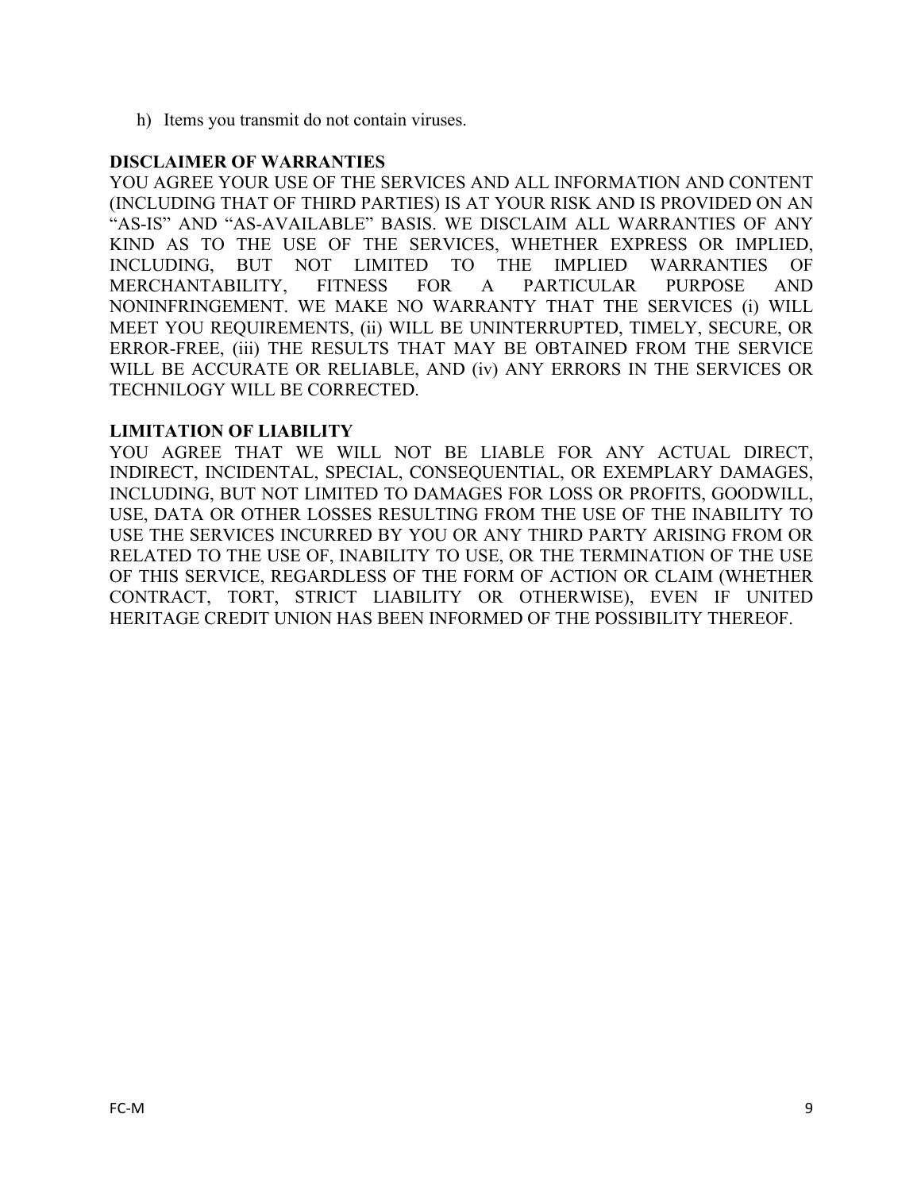h) Items you transmit do not contain viruses.

**DISCLAIMER OF WARRANTIES**

YOU AGREE YOUR USE OF THE SERVICES AND ALL INFORMATION AND CONTENT (INCLUDING THAT OF THIRD PARTIES) IS AT YOUR RISK AND IS PROVIDED ON AN "AS-IS" AND "AS-AVAILABLE" BASIS. WE DISCLAIM ALL WARRANTIES OF ANY KIND AS TO THE USE OF THE SERVICES, WHETHER EXPRESS OR IMPLIED, INCLUDING, BUT NOT LIMITED TO THE IMPLIED WARRANTIES OF MERCHANTABILITY, FITNESS FOR A PARTICULAR PURPOSE AND NONINFRINGEMENT. WE MAKE NO WARRANTY THAT THE SERVICES (i) WILL MEET YOU REQUIREMENTS, (ii) WILL BE UNINTERRUPTED, TIMELY, SECURE, OR ERROR-FREE, (iii) THE RESULTS THAT MAY BE OBTAINED FROM THE SERVICE WILL BE ACCURATE OR RELIABLE, AND (iv) ANY ERRORS IN THE SERVICES OR TECHNILOGY WILL BE CORRECTED.

**LIMITATION OF LIABILITY**

YOU AGREE THAT WE WILL NOT BE LIABLE FOR ANY ACTUAL DIRECT, INDIRECT, INCIDENTAL, SPECIAL, CONSEQUENTIAL, OR EXEMPLARY DAMAGES, INCLUDING, BUT NOT LIMITED TO DAMAGES FOR LOSS OR PROFITS, GOODWILL, USE, DATA OR OTHER LOSSES RESULTING FROM THE USE OF THE INABILITY TO USE THE SERVICES INCURRED BY YOU OR ANY THIRD PARTY ARISING FROM OR RELATED TO THE USE OF, INABILITY TO USE, OR THE TERMINATION OF THE USE OF THIS SERVICE, REGARDLESS OF THE FORM OF ACTION OR CLAIM (WHETHER CONTRACT, TORT, STRICT LIABILITY OR OTHERWISE), EVEN IF UNITED HERITAGE CREDIT UNION HAS BEEN INFORMED OF THE POSSIBILITY THEREOF.